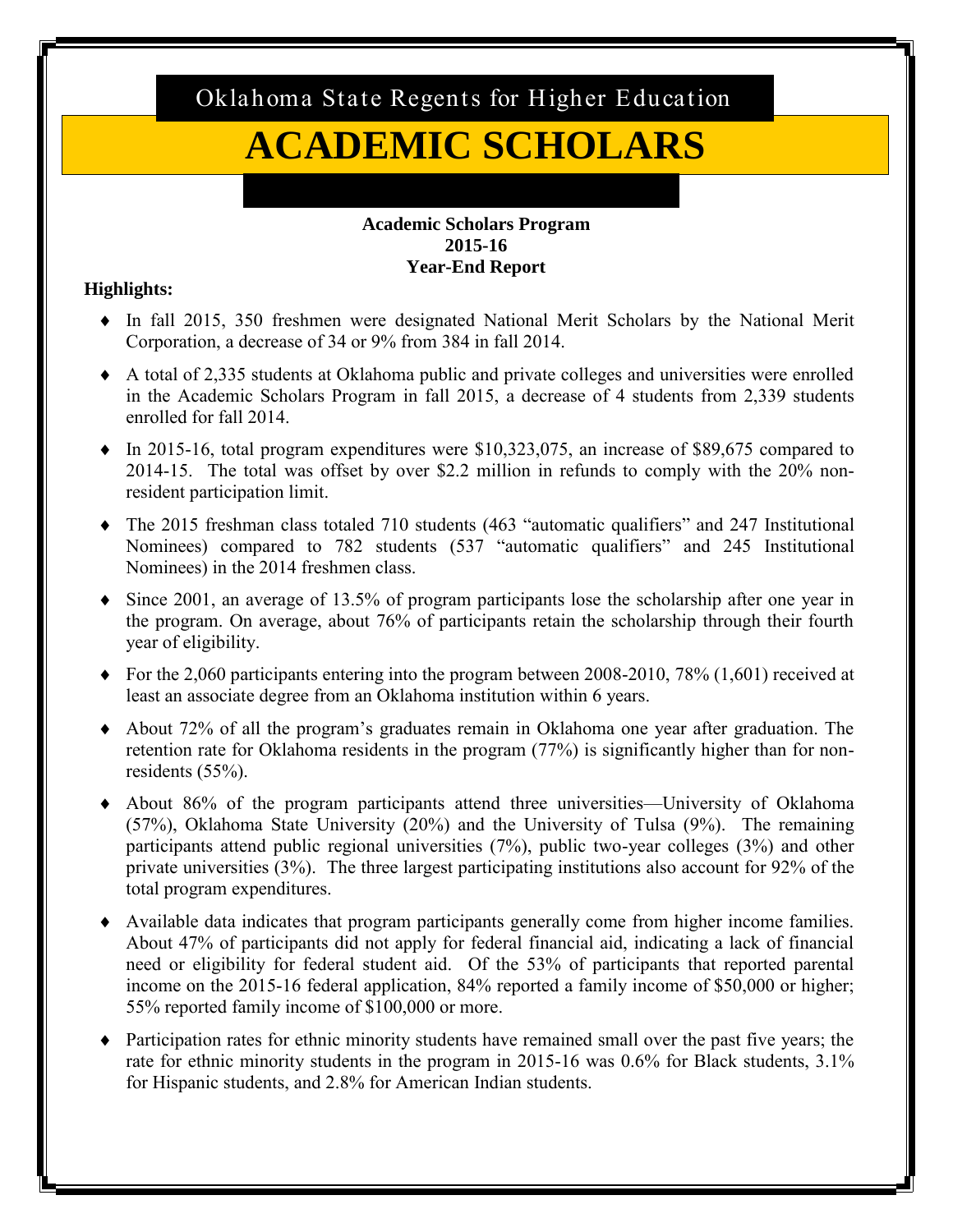Oklahoma State Regents for Higher Education

# ACADEMIC SCHOLARS

**Academic Scholars Program**
**2015-16**
**Year-End Report**

**Highlights:**

- In fall 2015, 350 freshmen were designated National Merit Scholars by the National Merit Corporation, a decrease of 34 or 9% from 384 in fall 2014.
- A total of 2,335 students at Oklahoma public and private colleges and universities were enrolled in the Academic Scholars Program in fall 2015, a decrease of 4 students from 2,339 students enrolled for fall 2014.
- In 2015-16, total program expenditures were $10,323,075, an increase of $89,675 compared to 2014-15. The total was offset by over $2.2 million in refunds to comply with the 20% non-resident participation limit.
- The 2015 freshman class totaled 710 students (463 "automatic qualifiers" and 247 Institutional Nominees) compared to 782 students (537 "automatic qualifiers" and 245 Institutional Nominees) in the 2014 freshmen class.
- Since 2001, an average of 13.5% of program participants lose the scholarship after one year in the program. On average, about 76% of participants retain the scholarship through their fourth year of eligibility.
- For the 2,060 participants entering into the program between 2008-2010, 78% (1,601) received at least an associate degree from an Oklahoma institution within 6 years.
- About 72% of all the program's graduates remain in Oklahoma one year after graduation. The retention rate for Oklahoma residents in the program (77%) is significantly higher than for non-residents (55%).
- About 86% of the program participants attend three universities—University of Oklahoma (57%), Oklahoma State University (20%) and the University of Tulsa (9%). The remaining participants attend public regional universities (7%), public two-year colleges (3%) and other private universities (3%). The three largest participating institutions also account for 92% of the total program expenditures.
- Available data indicates that program participants generally come from higher income families. About 47% of participants did not apply for federal financial aid, indicating a lack of financial need or eligibility for federal student aid. Of the 53% of participants that reported parental income on the 2015-16 federal application, 84% reported a family income of $50,000 or higher; 55% reported family income of $100,000 or more.
- Participation rates for ethnic minority students have remained small over the past five years; the rate for ethnic minority students in the program in 2015-16 was 0.6% for Black students, 3.1% for Hispanic students, and 2.8% for American Indian students.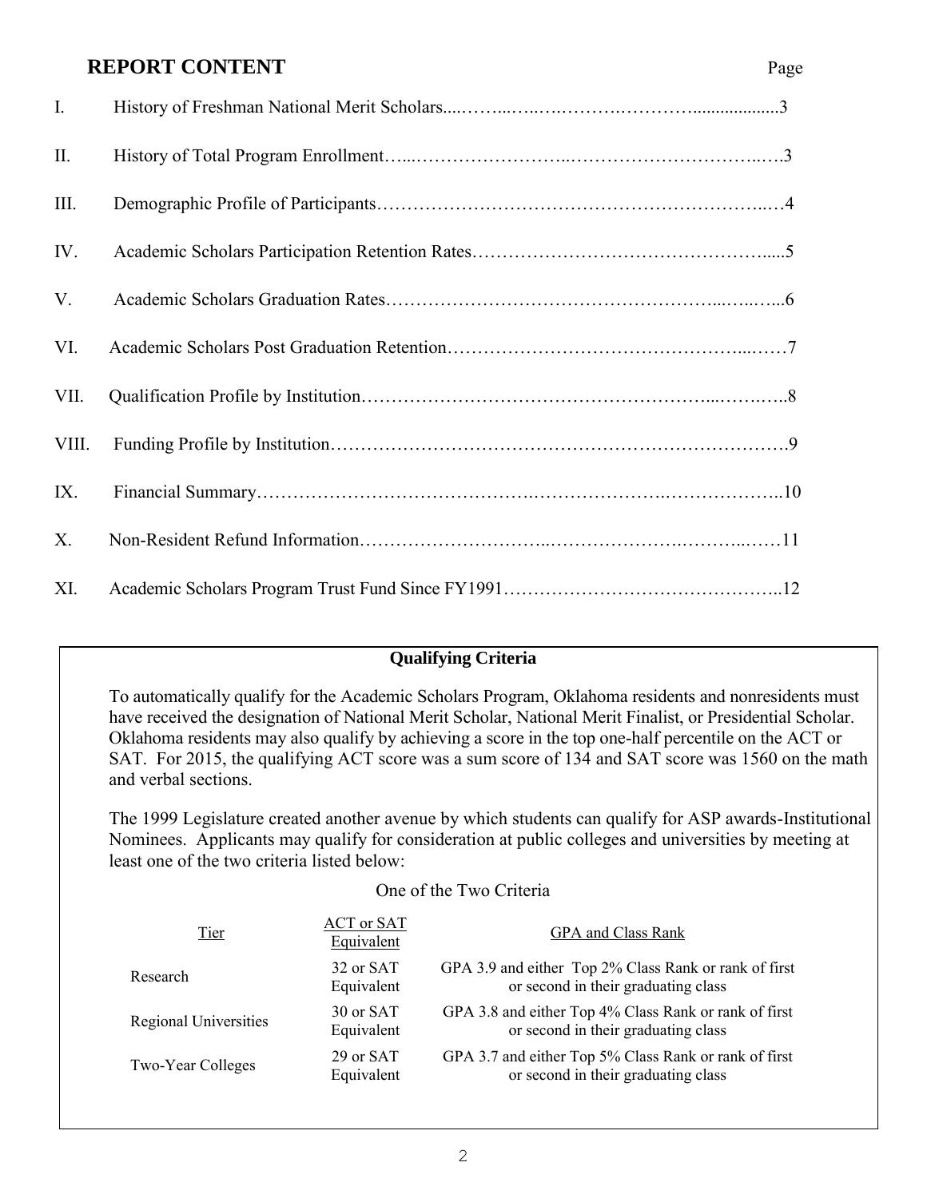## REPORT CONTENT

| | | Page |
|---|---|---|
| I. | History of Freshman National Merit Scholars | 3 |
| II. | History of Total Program Enrollment | 3 |
| III. | Demographic Profile of Participants | 4 |
| IV. | Academic Scholars Participation Retention Rates | 5 |
| V. | Academic Scholars Graduation Rates | 6 |
| VI. | Academic Scholars Post Graduation Retention | 7 |
| VII. | Qualification Profile by Institution | 8 |
| VIII. | Funding Profile by Institution | 9 |
| IX. | Financial Summary | 10 |
| X. | Non-Resident Refund Information | 11 |
| XI. | Academic Scholars Program Trust Fund Since FY1991 | 12 |

### Qualifying Criteria

To automatically qualify for the Academic Scholars Program, Oklahoma residents and nonresidents must have received the designation of National Merit Scholar, National Merit Finalist, or Presidential Scholar. Oklahoma residents may also qualify by achieving a score in the top one-half percentile on the ACT or SAT. For 2015, the qualifying ACT score was a sum score of 134 and SAT score was 1560 on the math and verbal sections.

The 1999 Legislature created another avenue by which students can qualify for ASP awards-Institutional Nominees. Applicants may qualify for consideration at public colleges and universities by meeting at least one of the two criteria listed below:

One of the Two Criteria

| Tier | ACT or SAT Equivalent | GPA and Class Rank |
|---|---|---|
| Research | 32 or SAT Equivalent | GPA 3.9 and either Top 2% Class Rank or rank of first or second in their graduating class |
| Regional Universities | 30 or SAT Equivalent | GPA 3.8 and either Top 4% Class Rank or rank of first or second in their graduating class |
| Two-Year Colleges | 29 or SAT Equivalent | GPA 3.7 and either Top 5% Class Rank or rank of first or second in their graduating class |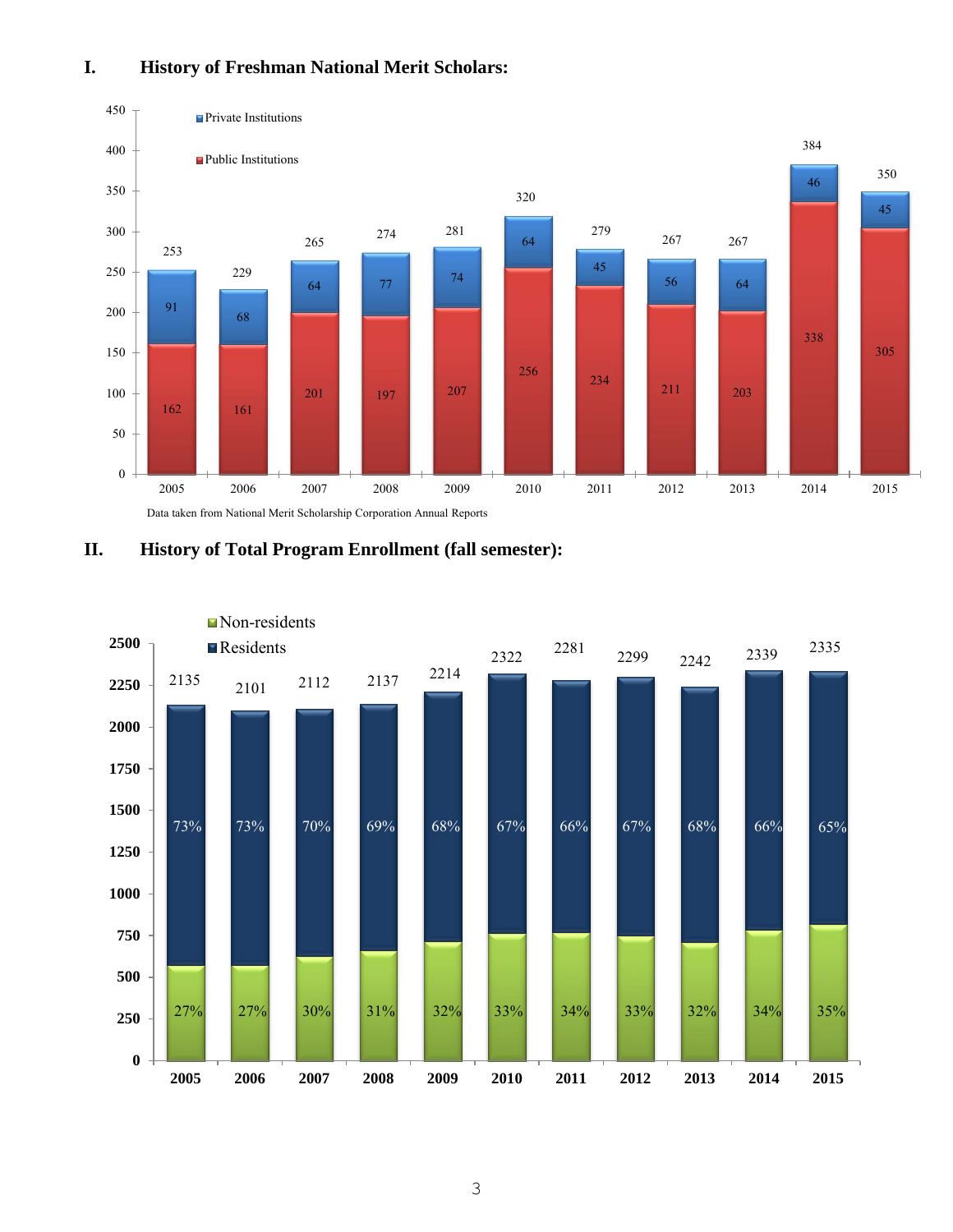## I. History of Freshman National Merit Scholars:

| Year | Public Institutions | Private Institutions | Total |
|---|---|---|---|
| 2005 | 162 | 91 | 253 |
| 2006 | 161 | 68 | 229 |
| 2007 | 201 | 64 | 265 |
| 2008 | 197 | 77 | 274 |
| 2009 | 207 | 74 | 281 |
| 2010 | 256 | 64 | 320 |
| 2011 | 234 | 45 | 279 |
| 2012 | 211 | 56 | 267 |
| 2013 | 203 | 64 | 267 |
| 2014 | 338 | 46 | 384 |
| 2015 | 305 | 45 | 350 |

Data taken from National Merit Scholarship Corporation Annual Reports

## II. History of Total Program Enrollment (fall semester):

| Year | Residents | Non-residents | Total |
|---|---|---|---|
| 2005 | 73% | 27% | 2135 |
| 2006 | 73% | 27% | 2101 |
| 2007 | 70% | 30% | 2112 |
| 2008 | 69% | 31% | 2137 |
| 2009 | 68% | 32% | 2214 |
| 2010 | 67% | 33% | 2322 |
| 2011 | 66% | 34% | 2281 |
| 2012 | 67% | 33% | 2299 |
| 2013 | 68% | 32% | 2242 |
| 2014 | 66% | 34% | 2339 |
| 2015 | 65% | 35% | 2335 |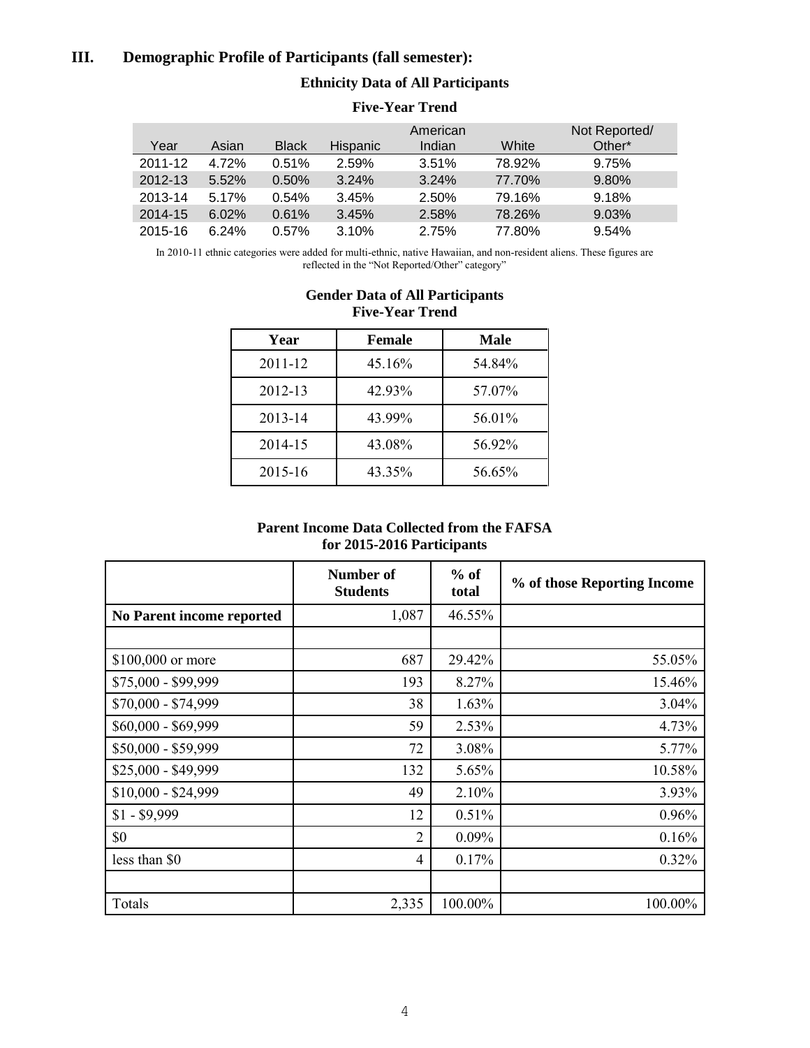## III. Demographic Profile of Participants (fall semester):

### Ethnicity Data of All Participants

**Five-Year Trend**

| Year | Asian | Black | Hispanic | American Indian | White | Not Reported/ Other* |
|---|---|---|---|---|---|---|
| 2011-12 | 4.72% | 0.51% | 2.59% | 3.51% | 78.92% | 9.75% |
| 2012-13 | 5.52% | 0.50% | 3.24% | 3.24% | 77.70% | 9.80% |
| 2013-14 | 5.17% | 0.54% | 3.45% | 2.50% | 79.16% | 9.18% |
| 2014-15 | 6.02% | 0.61% | 3.45% | 2.58% | 78.26% | 9.03% |
| 2015-16 | 6.24% | 0.57% | 3.10% | 2.75% | 77.80% | 9.54% |

In 2010-11 ethnic categories were added for multi-ethnic, native Hawaiian, and non-resident aliens. These figures are reflected in the "Not Reported/Other" category"

### Gender Data of All Participants
**Five-Year Trend**

| Year | Female | Male |
|---|---|---|
| 2011-12 | 45.16% | 54.84% |
| 2012-13 | 42.93% | 57.07% |
| 2013-14 | 43.99% | 56.01% |
| 2014-15 | 43.08% | 56.92% |
| 2015-16 | 43.35% | 56.65% |

### Parent Income Data Collected from the FAFSA for 2015-2016 Participants

| | Number of Students | % of total | % of those Reporting Income |
|---|---|---|---|
| **No Parent income reported** | 1,087 | 46.55% | |
| | | | |
| $100,000 or more | 687 | 29.42% | 55.05% |
| $75,000 - $99,999 | 193 | 8.27% | 15.46% |
| $70,000 - $74,999 | 38 | 1.63% | 3.04% |
| $60,000 - $69,999 | 59 | 2.53% | 4.73% |
| $50,000 - $59,999 | 72 | 3.08% | 5.77% |
| $25,000 - $49,999 | 132 | 5.65% | 10.58% |
| $10,000 - $24,999 | 49 | 2.10% | 3.93% |
| $1 - $9,999 | 12 | 0.51% | 0.96% |
| $0 | 2 | 0.09% | 0.16% |
| less than $0 | 4 | 0.17% | 0.32% |
| | | | |
| Totals | 2,335 | 100.00% | 100.00% |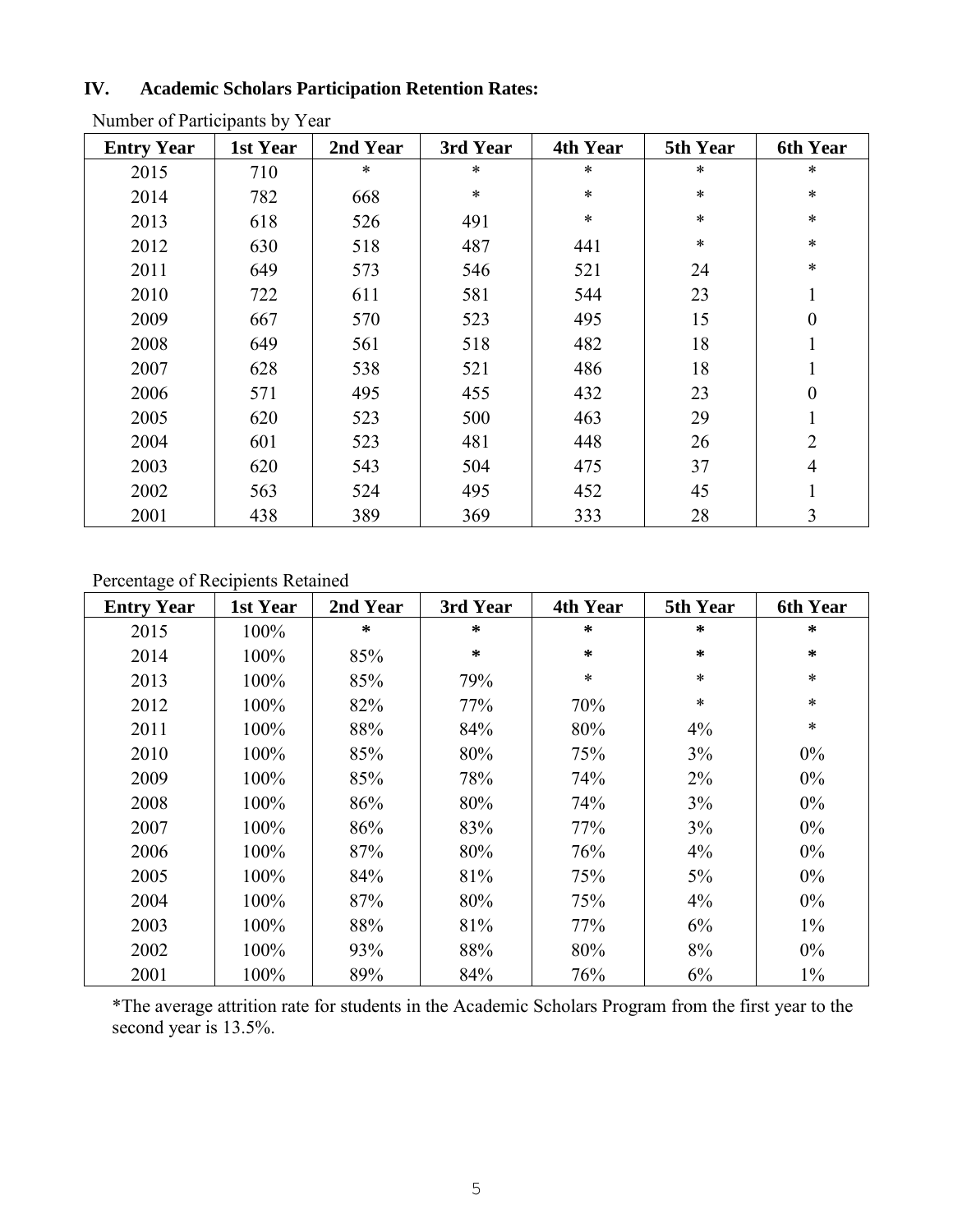## IV. Academic Scholars Participation Retention Rates:

Number of Participants by Year

| Entry Year | 1st Year | 2nd Year | 3rd Year | 4th Year | 5th Year | 6th Year |
|---|---|---|---|---|---|---|
| 2015 | 710 | * | * | * | * | * |
| 2014 | 782 | 668 | * | * | * | * |
| 2013 | 618 | 526 | 491 | * | * | * |
| 2012 | 630 | 518 | 487 | 441 | * | * |
| 2011 | 649 | 573 | 546 | 521 | 24 | * |
| 2010 | 722 | 611 | 581 | 544 | 23 | 1 |
| 2009 | 667 | 570 | 523 | 495 | 15 | 0 |
| 2008 | 649 | 561 | 518 | 482 | 18 | 1 |
| 2007 | 628 | 538 | 521 | 486 | 18 | 1 |
| 2006 | 571 | 495 | 455 | 432 | 23 | 0 |
| 2005 | 620 | 523 | 500 | 463 | 29 | 1 |
| 2004 | 601 | 523 | 481 | 448 | 26 | 2 |
| 2003 | 620 | 543 | 504 | 475 | 37 | 4 |
| 2002 | 563 | 524 | 495 | 452 | 45 | 1 |
| 2001 | 438 | 389 | 369 | 333 | 28 | 3 |

Percentage of Recipients Retained

| Entry Year | 1st Year | 2nd Year | 3rd Year | 4th Year | 5th Year | 6th Year |
|---|---|---|---|---|---|---|
| 2015 | 100% | * | * | * | * | * |
| 2014 | 100% | 85% | * | * | * | * |
| 2013 | 100% | 85% | 79% | * | * | * |
| 2012 | 100% | 82% | 77% | 70% | * | * |
| 2011 | 100% | 88% | 84% | 80% | 4% | * |
| 2010 | 100% | 85% | 80% | 75% | 3% | 0% |
| 2009 | 100% | 85% | 78% | 74% | 2% | 0% |
| 2008 | 100% | 86% | 80% | 74% | 3% | 0% |
| 2007 | 100% | 86% | 83% | 77% | 3% | 0% |
| 2006 | 100% | 87% | 80% | 76% | 4% | 0% |
| 2005 | 100% | 84% | 81% | 75% | 5% | 0% |
| 2004 | 100% | 87% | 80% | 75% | 4% | 0% |
| 2003 | 100% | 88% | 81% | 77% | 6% | 1% |
| 2002 | 100% | 93% | 88% | 80% | 8% | 0% |
| 2001 | 100% | 89% | 84% | 76% | 6% | 1% |

*The average attrition rate for students in the Academic Scholars Program from the first year to the second year is 13.5%.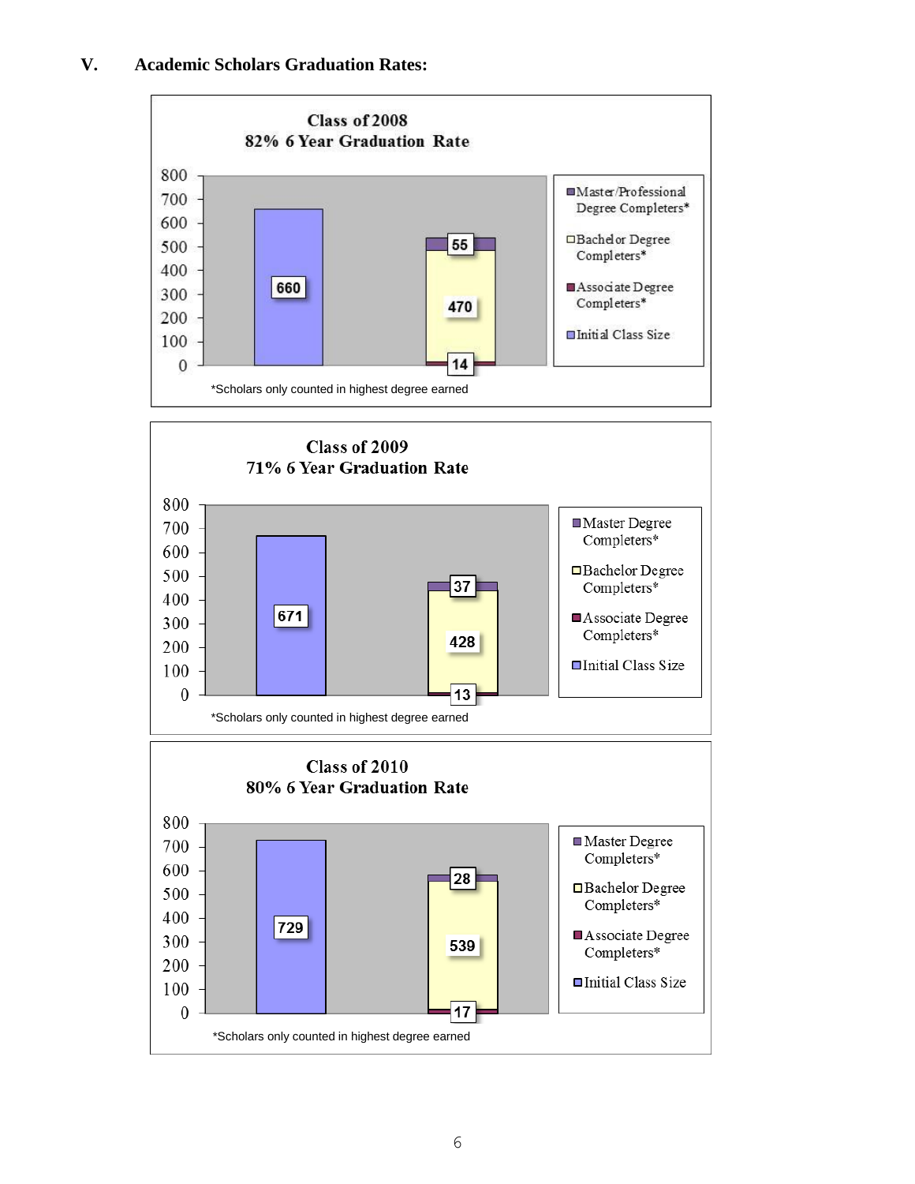# V. Academic Scholars Graduation Rates:

**Class of 2008**
**82% 6 Year Graduation Rate**

| | Initial Class Size | Associate Degree Completers* | Bachelor Degree Completers* | Master/Professional Degree Completers* |
|---|---|---|---|---|
| Class of 2008 | 660 | 14 | 470 | 55 |

*Scholars only counted in highest degree earned

**Class of 2009**
**71% 6 Year Graduation Rate**

| | Initial Class Size | Associate Degree Completers* | Bachelor Degree Completers* | Master Degree Completers* |
|---|---|---|---|---|
| Class of 2009 | 671 | 13 | 428 | 37 |

*Scholars only counted in highest degree earned

**Class of 2010**
**80% 6 Year Graduation Rate**

| | Initial Class Size | Associate Degree Completers* | Bachelor Degree Completers* | Master Degree Completers* |
|---|---|---|---|---|
| Class of 2010 | 729 | 17 | 539 | 28 |

*Scholars only counted in highest degree earned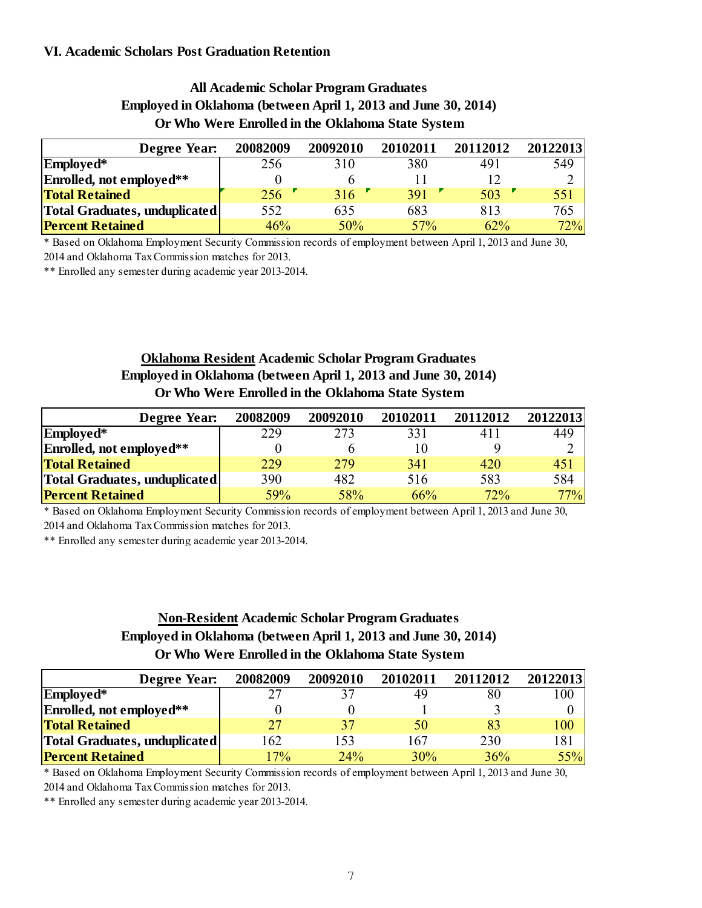## VI. Academic Scholars Post Graduation Retention

### All Academic Scholar Program Graduates
### Employed in Oklahoma (between April 1, 2013 and June 30, 2014)
### Or Who Were Enrolled in the Oklahoma State System

| Degree Year: | 20082009 | 20092010 | 20102011 | 20112012 | 20122013 |
|---|---|---|---|---|---|
| **Employed*** | 256 | 310 | 380 | 491 | 549 |
| **Enrolled, not employed**** | 0 | 6 | 11 | 12 | 2 |
| **Total Retained** | 256 | 316 | 391 | 503 | 551 |
| **Total Graduates, unduplicated** | 552 | 635 | 683 | 813 | 765 |
| **Percent Retained** | 46% | 50% | 57% | 62% | 72% |

* Based on Oklahoma Employment Security Commission records of employment between April 1, 2013 and June 30, 2014 and Oklahoma Tax Commission matches for 2013.

** Enrolled any semester during academic year 2013-2014.

### Oklahoma Resident Academic Scholar Program Graduates
### Employed in Oklahoma (between April 1, 2013 and June 30, 2014)
### Or Who Were Enrolled in the Oklahoma State System

| Degree Year: | 20082009 | 20092010 | 20102011 | 20112012 | 20122013 |
|---|---|---|---|---|---|
| **Employed*** | 229 | 273 | 331 | 411 | 449 |
| **Enrolled, not employed**** | 0 | 6 | 10 | 9 | 2 |
| **Total Retained** | 229 | 279 | 341 | 420 | 451 |
| **Total Graduates, unduplicated** | 390 | 482 | 516 | 583 | 584 |
| **Percent Retained** | 59% | 58% | 66% | 72% | 77% |

* Based on Oklahoma Employment Security Commission records of employment between April 1, 2013 and June 30, 2014 and Oklahoma Tax Commission matches for 2013.

** Enrolled any semester during academic year 2013-2014.

### Non-Resident Academic Scholar Program Graduates
### Employed in Oklahoma (between April 1, 2013 and June 30, 2014)
### Or Who Were Enrolled in the Oklahoma State System

| Degree Year: | 20082009 | 20092010 | 20102011 | 20112012 | 20122013 |
|---|---|---|---|---|---|
| **Employed*** | 27 | 37 | 49 | 80 | 100 |
| **Enrolled, not employed**** | 0 | 0 | 1 | 3 | 0 |
| **Total Retained** | 27 | 37 | 50 | 83 | 100 |
| **Total Graduates, unduplicated** | 162 | 153 | 167 | 230 | 181 |
| **Percent Retained** | 17% | 24% | 30% | 36% | 55% |

* Based on Oklahoma Employment Security Commission records of employment between April 1, 2013 and June 30, 2014 and Oklahoma Tax Commission matches for 2013.

** Enrolled any semester during academic year 2013-2014.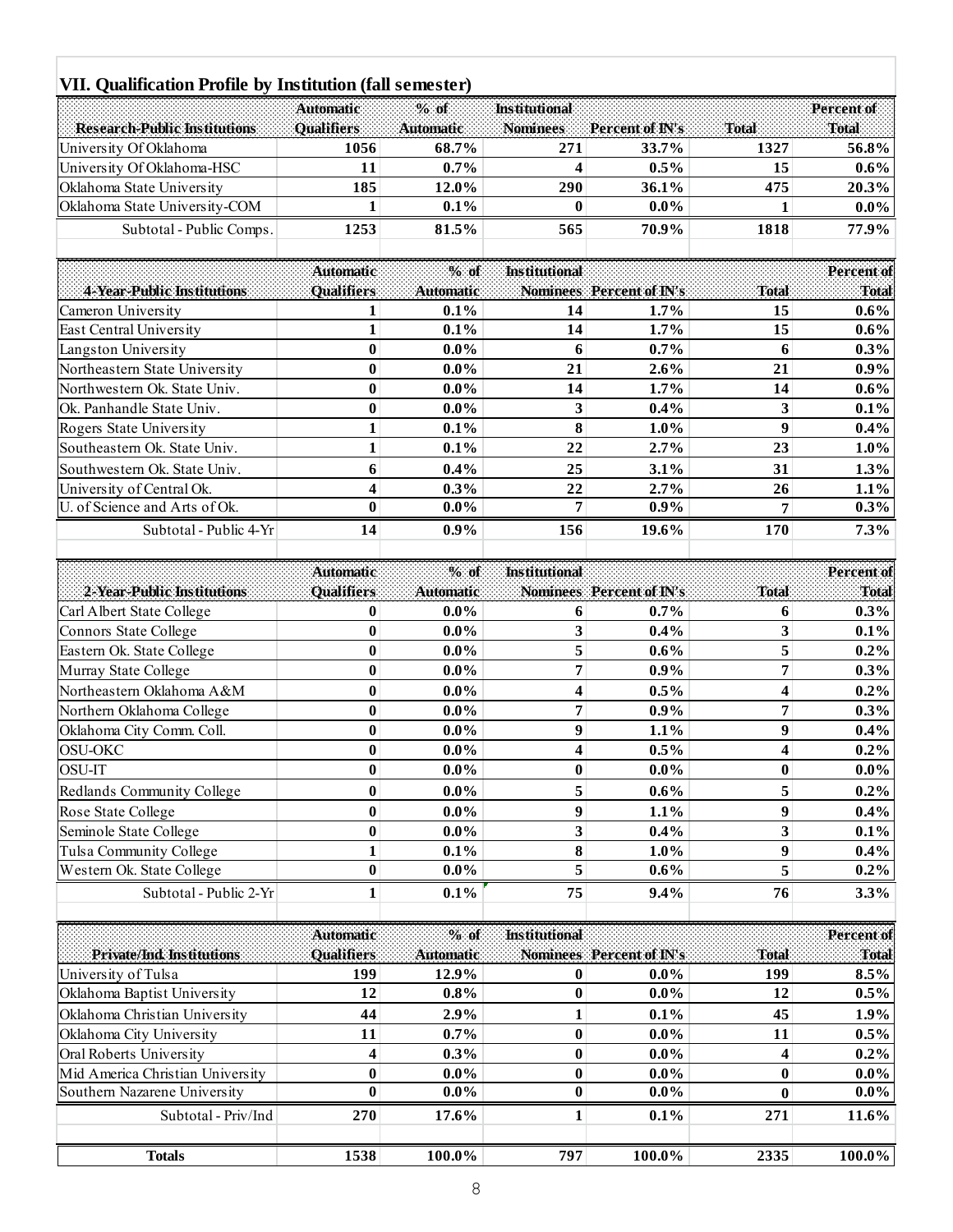## VII. Qualification Profile by Institution (fall semester)

| Research-Public Institutions | Automatic Qualifiers | % of Automatic | Institutional Nominees | Percent of IN's | Total | Percent of Total |
|---|---|---|---|---|---|---|
| University Of Oklahoma | 1056 | 68.7% | 271 | 33.7% | 1327 | 56.8% |
| University Of Oklahoma-HSC | 11 | 0.7% | 4 | 0.5% | 15 | 0.6% |
| Oklahoma State University | 185 | 12.0% | 290 | 36.1% | 475 | 20.3% |
| Oklahoma State University-COM | 1 | 0.1% | 0 | 0.0% | 1 | 0.0% |
| Subtotal - Public Comps. | 1253 | 81.5% | 565 | 70.9% | 1818 | 77.9% |

| 4-Year-Public Institutions | Automatic Qualifiers | % of Automatic | Institutional Nominees | Percent of IN's | Total | Percent of Total |
|---|---|---|---|---|---|---|
| Cameron University | 1 | 0.1% | 14 | 1.7% | 15 | 0.6% |
| East Central University | 1 | 0.1% | 14 | 1.7% | 15 | 0.6% |
| Langston University | 0 | 0.0% | 6 | 0.7% | 6 | 0.3% |
| Northeastern State University | 0 | 0.0% | 21 | 2.6% | 21 | 0.9% |
| Northwestern Ok. State Univ. | 0 | 0.0% | 14 | 1.7% | 14 | 0.6% |
| Ok. Panhandle State Univ. | 0 | 0.0% | 3 | 0.4% | 3 | 0.1% |
| Rogers State University | 1 | 0.1% | 8 | 1.0% | 9 | 0.4% |
| Southeastern Ok. State Univ. | 1 | 0.1% | 22 | 2.7% | 23 | 1.0% |
| Southwestern Ok. State Univ. | 6 | 0.4% | 25 | 3.1% | 31 | 1.3% |
| University of Central Ok. | 4 | 0.3% | 22 | 2.7% | 26 | 1.1% |
| U. of Science and Arts of Ok. | 0 | 0.0% | 7 | 0.9% | 7 | 0.3% |
| Subtotal - Public 4-Yr | 14 | 0.9% | 156 | 19.6% | 170 | 7.3% |

| 2-Year-Public Institutions | Automatic Qualifiers | % of Automatic | Institutional Nominees | Percent of IN's | Total | Percent of Total |
|---|---|---|---|---|---|---|
| Carl Albert State College | 0 | 0.0% | 6 | 0.7% | 6 | 0.3% |
| Connors State College | 0 | 0.0% | 3 | 0.4% | 3 | 0.1% |
| Eastern Ok. State College | 0 | 0.0% | 5 | 0.6% | 5 | 0.2% |
| Murray State College | 0 | 0.0% | 7 | 0.9% | 7 | 0.3% |
| Northeastern Oklahoma A&M | 0 | 0.0% | 4 | 0.5% | 4 | 0.2% |
| Northern Oklahoma College | 0 | 0.0% | 7 | 0.9% | 7 | 0.3% |
| Oklahoma City Comm. Coll. | 0 | 0.0% | 9 | 1.1% | 9 | 0.4% |
| OSU-OKC | 0 | 0.0% | 4 | 0.5% | 4 | 0.2% |
| OSU-IT | 0 | 0.0% | 0 | 0.0% | 0 | 0.0% |
| Redlands Community College | 0 | 0.0% | 5 | 0.6% | 5 | 0.2% |
| Rose State College | 0 | 0.0% | 9 | 1.1% | 9 | 0.4% |
| Seminole State College | 0 | 0.0% | 3 | 0.4% | 3 | 0.1% |
| Tulsa Community College | 1 | 0.1% | 8 | 1.0% | 9 | 0.4% |
| Western Ok. State College | 0 | 0.0% | 5 | 0.6% | 5 | 0.2% |
| Subtotal - Public 2-Yr | 1 | 0.1% | 75 | 9.4% | 76 | 3.3% |

| Private/Ind. Institutions | Automatic Qualifiers | % of Automatic | Institutional Nominees | Percent of IN's | Total | Percent of Total |
|---|---|---|---|---|---|---|
| University of Tulsa | 199 | 12.9% | 0 | 0.0% | 199 | 8.5% |
| Oklahoma Baptist University | 12 | 0.8% | 0 | 0.0% | 12 | 0.5% |
| Oklahoma Christian University | 44 | 2.9% | 1 | 0.1% | 45 | 1.9% |
| Oklahoma City University | 11 | 0.7% | 0 | 0.0% | 11 | 0.5% |
| Oral Roberts University | 4 | 0.3% | 0 | 0.0% | 4 | 0.2% |
| Mid America Christian University | 0 | 0.0% | 0 | 0.0% | 0 | 0.0% |
| Southern Nazarene University | 0 | 0.0% | 0 | 0.0% | 0 | 0.0% |
| Subtotal - Priv/Ind | 270 | 17.6% | 1 | 0.1% | 271 | 11.6% |
| **Totals** | 1538 | 100.0% | 797 | 100.0% | 2335 | 100.0% |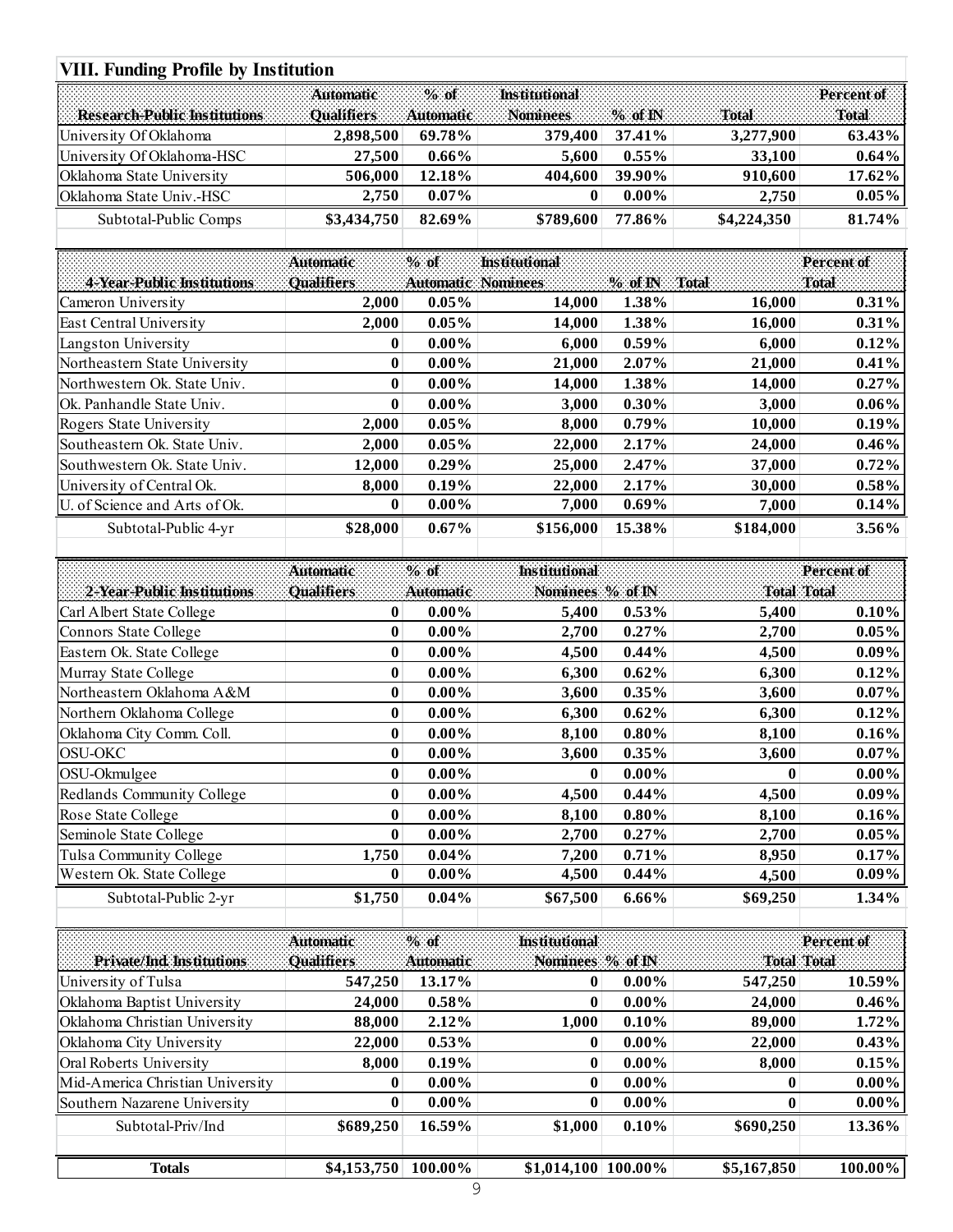## VIII. Funding Profile by Institution

| Research-Public Institutions | Automatic Qualifiers | % of Automatic | Institutional Nominees | % of IN | Total | Percent of Total |
|---|---|---|---|---|---|---|
| University Of Oklahoma | 2,898,500 | 69.78% | 379,400 | 37.41% | 3,277,900 | 63.43% |
| University Of Oklahoma-HSC | 27,500 | 0.66% | 5,600 | 0.55% | 33,100 | 0.64% |
| Oklahoma State University | 506,000 | 12.18% | 404,600 | 39.90% | 910,600 | 17.62% |
| Oklahoma State Univ.-HSC | 2,750 | 0.07% | 0 | 0.00% | 2,750 | 0.05% |
| Subtotal-Public Comps | $3,434,750 | 82.69% | $789,600 | 77.86% | $4,224,350 | 81.74% |

| 4-Year-Public Institutions | Automatic Qualifiers | % of Automatic | Institutional Nominees | % of IN | Total | Percent of Total |
|---|---|---|---|---|---|---|
| Cameron University | 2,000 | 0.05% | 14,000 | 1.38% | 16,000 | 0.31% |
| East Central University | 2,000 | 0.05% | 14,000 | 1.38% | 16,000 | 0.31% |
| Langston University | 0 | 0.00% | 6,000 | 0.59% | 6,000 | 0.12% |
| Northeastern State University | 0 | 0.00% | 21,000 | 2.07% | 21,000 | 0.41% |
| Northwestern Ok. State Univ. | 0 | 0.00% | 14,000 | 1.38% | 14,000 | 0.27% |
| Ok. Panhandle State Univ. | 0 | 0.00% | 3,000 | 0.30% | 3,000 | 0.06% |
| Rogers State University | 2,000 | 0.05% | 8,000 | 0.79% | 10,000 | 0.19% |
| Southeastern Ok. State Univ. | 2,000 | 0.05% | 22,000 | 2.17% | 24,000 | 0.46% |
| Southwestern Ok. State Univ. | 12,000 | 0.29% | 25,000 | 2.47% | 37,000 | 0.72% |
| University of Central Ok. | 8,000 | 0.19% | 22,000 | 2.17% | 30,000 | 0.58% |
| U. of Science and Arts of Ok. | 0 | 0.00% | 7,000 | 0.69% | 7,000 | 0.14% |
| Subtotal-Public 4-yr | $28,000 | 0.67% | $156,000 | 15.38% | $184,000 | 3.56% |

| 2-Year-Public Institutions | Automatic Qualifiers | % of Automatic | Institutional Nominees | % of IN | Total | Percent of Total |
|---|---|---|---|---|---|---|
| Carl Albert State College | 0 | 0.00% | 5,400 | 0.53% | 5,400 | 0.10% |
| Connors State College | 0 | 0.00% | 2,700 | 0.27% | 2,700 | 0.05% |
| Eastern Ok. State College | 0 | 0.00% | 4,500 | 0.44% | 4,500 | 0.09% |
| Murray State College | 0 | 0.00% | 6,300 | 0.62% | 6,300 | 0.12% |
| Northeastern Oklahoma A&M | 0 | 0.00% | 3,600 | 0.35% | 3,600 | 0.07% |
| Northern Oklahoma College | 0 | 0.00% | 6,300 | 0.62% | 6,300 | 0.12% |
| Oklahoma City Comm. Coll. | 0 | 0.00% | 8,100 | 0.80% | 8,100 | 0.16% |
| OSU-OKC | 0 | 0.00% | 3,600 | 0.35% | 3,600 | 0.07% |
| OSU-Okmulgee | 0 | 0.00% | 0 | 0.00% | 0 | 0.00% |
| Redlands Community College | 0 | 0.00% | 4,500 | 0.44% | 4,500 | 0.09% |
| Rose State College | 0 | 0.00% | 8,100 | 0.80% | 8,100 | 0.16% |
| Seminole State College | 0 | 0.00% | 2,700 | 0.27% | 2,700 | 0.05% |
| Tulsa Community College | 1,750 | 0.04% | 7,200 | 0.71% | 8,950 | 0.17% |
| Western Ok. State College | 0 | 0.00% | 4,500 | 0.44% | 4,500 | 0.09% |
| Subtotal-Public 2-yr | $1,750 | 0.04% | $67,500 | 6.66% | $69,250 | 1.34% |

| Private/Ind. Institutions | Automatic Qualifiers | % of Automatic | Institutional Nominees | % of IN | Total | Percent of Total |
|---|---|---|---|---|---|---|
| University of Tulsa | 547,250 | 13.17% | 0 | 0.00% | 547,250 | 10.59% |
| Oklahoma Baptist University | 24,000 | 0.58% | 0 | 0.00% | 24,000 | 0.46% |
| Oklahoma Christian University | 88,000 | 2.12% | 1,000 | 0.10% | 89,000 | 1.72% |
| Oklahoma City University | 22,000 | 0.53% | 0 | 0.00% | 22,000 | 0.43% |
| Oral Roberts University | 8,000 | 0.19% | 0 | 0.00% | 8,000 | 0.15% |
| Mid-America Christian University | 0 | 0.00% | 0 | 0.00% | 0 | 0.00% |
| Southern Nazarene University | 0 | 0.00% | 0 | 0.00% | 0 | 0.00% |
| Subtotal-Priv/Ind | $689,250 | 16.59% | $1,000 | 0.10% | $690,250 | 13.36% |
| **Totals** | $4,153,750 | 100.00% | $1,014,100 | 100.00% | $5,167,850 | 100.00% |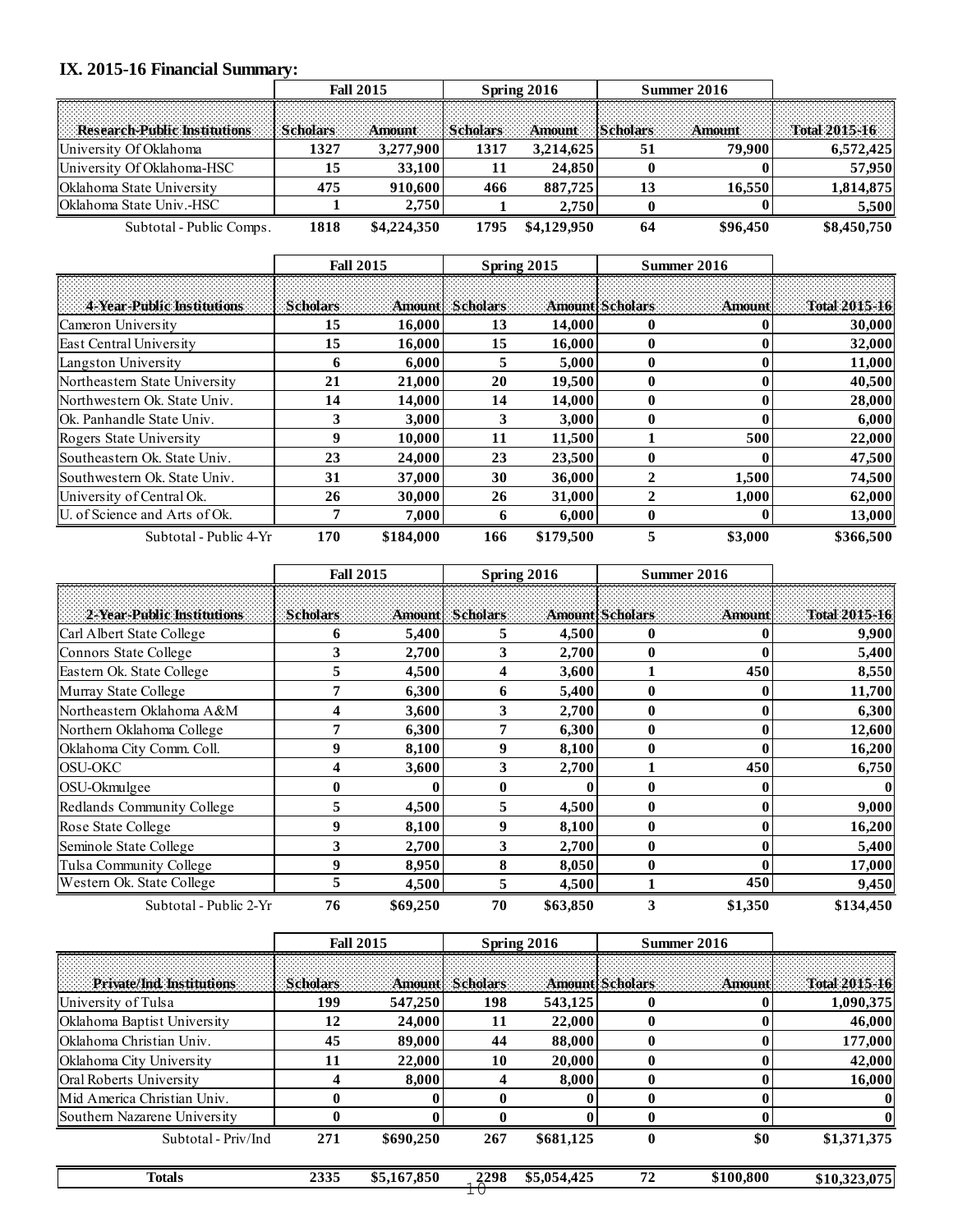## IX. 2015-16 Financial Summary:

| Research-Public Institutions | Fall 2015 | | Spring 2016 | | Summer 2016 | | Total 2015-16 |
|---|---|---|---|---|---|---|---|
| | Scholars | Amount | Scholars | Amount | Scholars | Amount | |
| University Of Oklahoma | 1327 | 3,277,900 | 1317 | 3,214,625 | 51 | 79,900 | 6,572,425 |
| University Of Oklahoma-HSC | 15 | 33,100 | 11 | 24,850 | 0 | 0 | 57,950 |
| Oklahoma State University | 475 | 910,600 | 466 | 887,725 | 13 | 16,550 | 1,814,875 |
| Oklahoma State Univ.-HSC | 1 | 2,750 | 1 | 2,750 | 0 | 0 | 5,500 |
| Subtotal - Public Comps. | 1818 | $4,224,350 | 1795 | $4,129,950 | 64 | $96,450 | $8,450,750 |

| 4-Year-Public Institutions | Fall 2015 | | Spring 2015 | | Summer 2016 | | Total 2015-16 |
|---|---|---|---|---|---|---|---|
| | Scholars | Amount | Scholars | Amount | Scholars | Amount | |
| Cameron University | 15 | 16,000 | 13 | 14,000 | 0 | 0 | 30,000 |
| East Central University | 15 | 16,000 | 15 | 16,000 | 0 | 0 | 32,000 |
| Langston University | 6 | 6,000 | 5 | 5,000 | 0 | 0 | 11,000 |
| Northeastern State University | 21 | 21,000 | 20 | 19,500 | 0 | 0 | 40,500 |
| Northwestern Ok. State Univ. | 14 | 14,000 | 14 | 14,000 | 0 | 0 | 28,000 |
| Ok. Panhandle State Univ. | 3 | 3,000 | 3 | 3,000 | 0 | 0 | 6,000 |
| Rogers State University | 9 | 10,000 | 11 | 11,500 | 1 | 500 | 22,000 |
| Southeastern Ok. State Univ. | 23 | 24,000 | 23 | 23,500 | 0 | 0 | 47,500 |
| Southwestern Ok. State Univ. | 31 | 37,000 | 30 | 36,000 | 2 | 1,500 | 74,500 |
| University of Central Ok. | 26 | 30,000 | 26 | 31,000 | 2 | 1,000 | 62,000 |
| U. of Science and Arts of Ok. | 7 | 7,000 | 6 | 6,000 | 0 | 0 | 13,000 |
| Subtotal - Public 4-Yr | 170 | $184,000 | 166 | $179,500 | 5 | $3,000 | $366,500 |

| 2-Year-Public Institutions | Fall 2015 | | Spring 2016 | | Summer 2016 | | Total 2015-16 |
|---|---|---|---|---|---|---|---|
| | Scholars | Amount | Scholars | Amount | Scholars | Amount | |
| Carl Albert State College | 6 | 5,400 | 5 | 4,500 | 0 | 0 | 9,900 |
| Connors State College | 3 | 2,700 | 3 | 2,700 | 0 | 0 | 5,400 |
| Eastern Ok. State College | 5 | 4,500 | 4 | 3,600 | 1 | 450 | 8,550 |
| Murray State College | 7 | 6,300 | 6 | 5,400 | 0 | 0 | 11,700 |
| Northeastern Oklahoma A&M | 4 | 3,600 | 3 | 2,700 | 0 | 0 | 6,300 |
| Northern Oklahoma College | 7 | 6,300 | 7 | 6,300 | 0 | 0 | 12,600 |
| Oklahoma City Comm. Coll. | 9 | 8,100 | 9 | 8,100 | 0 | 0 | 16,200 |
| OSU-OKC | 4 | 3,600 | 3 | 2,700 | 1 | 450 | 6,750 |
| OSU-Okmulgee | 0 | 0 | 0 | 0 | 0 | 0 | 0 |
| Redlands Community College | 5 | 4,500 | 5 | 4,500 | 0 | 0 | 9,000 |
| Rose State College | 9 | 8,100 | 9 | 8,100 | 0 | 0 | 16,200 |
| Seminole State College | 3 | 2,700 | 3 | 2,700 | 0 | 0 | 5,400 |
| Tulsa Community College | 9 | 8,950 | 8 | 8,050 | 0 | 0 | 17,000 |
| Western Ok. State College | 5 | 4,500 | 5 | 4,500 | 1 | 450 | 9,450 |
| Subtotal - Public 2-Yr | 76 | $69,250 | 70 | $63,850 | 3 | $1,350 | $134,450 |

| Private/Ind. Institutions | Fall 2015 | | Spring 2016 | | Summer 2016 | | Total 2015-16 |
|---|---|---|---|---|---|---|---|
| | Scholars | Amount | Scholars | Amount | Scholars | Amount | |
| University of Tulsa | 199 | 547,250 | 198 | 543,125 | 0 | 0 | 1,090,375 |
| Oklahoma Baptist University | 12 | 24,000 | 11 | 22,000 | 0 | 0 | 46,000 |
| Oklahoma Christian Univ. | 45 | 89,000 | 44 | 88,000 | 0 | 0 | 177,000 |
| Oklahoma City University | 11 | 22,000 | 10 | 20,000 | 0 | 0 | 42,000 |
| Oral Roberts University | 4 | 8,000 | 4 | 8,000 | 0 | 0 | 16,000 |
| Mid America Christian Univ. | 0 | 0 | 0 | 0 | 0 | 0 | 0 |
| Southern Nazarene University | 0 | 0 | 0 | 0 | 0 | 0 | 0 |
| Subtotal - Priv/Ind | 271 | $690,250 | 267 | $681,125 | 0 | $0 | $1,371,375 |
| **Totals** | 2335 | $5,167,850 | 2298 | $5,054,425 | 72 | $100,800 | $10,323,075 |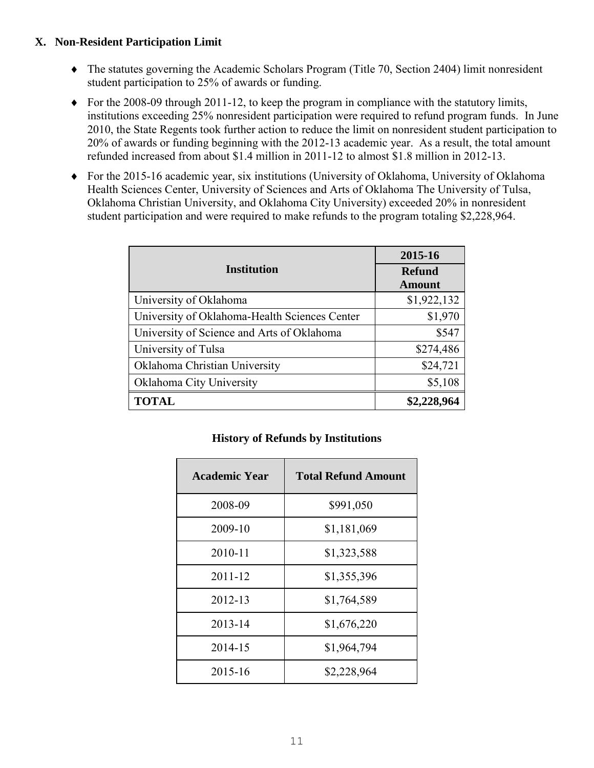## X. Non-Resident Participation Limit

- The statutes governing the Academic Scholars Program (Title 70, Section 2404) limit nonresident student participation to 25% of awards or funding.
- For the 2008-09 through 2011-12, to keep the program in compliance with the statutory limits, institutions exceeding 25% nonresident participation were required to refund program funds. In June 2010, the State Regents took further action to reduce the limit on nonresident student participation to 20% of awards or funding beginning with the 2012-13 academic year. As a result, the total amount refunded increased from about $1.4 million in 2011-12 to almost $1.8 million in 2012-13.
- For the 2015-16 academic year, six institutions (University of Oklahoma, University of Oklahoma Health Sciences Center, University of Sciences and Arts of Oklahoma The University of Tulsa, Oklahoma Christian University, and Oklahoma City University) exceeded 20% in nonresident student participation and were required to make refunds to the program totaling $2,228,964.

| Institution | 2015-16 Refund Amount |
|---|---|
| University of Oklahoma | $1,922,132 |
| University of Oklahoma-Health Sciences Center | $1,970 |
| University of Science and Arts of Oklahoma | $547 |
| University of Tulsa | $274,486 |
| Oklahoma Christian University | $24,721 |
| Oklahoma City University | $5,108 |
| **TOTAL** | **$2,228,964** |

**History of Refunds by Institutions**

| Academic Year | Total Refund Amount |
|---|---|
| 2008-09 | $991,050 |
| 2009-10 | $1,181,069 |
| 2010-11 | $1,323,588 |
| 2011-12 | $1,355,396 |
| 2012-13 | $1,764,589 |
| 2013-14 | $1,676,220 |
| 2014-15 | $1,964,794 |
| 2015-16 | $2,228,964 |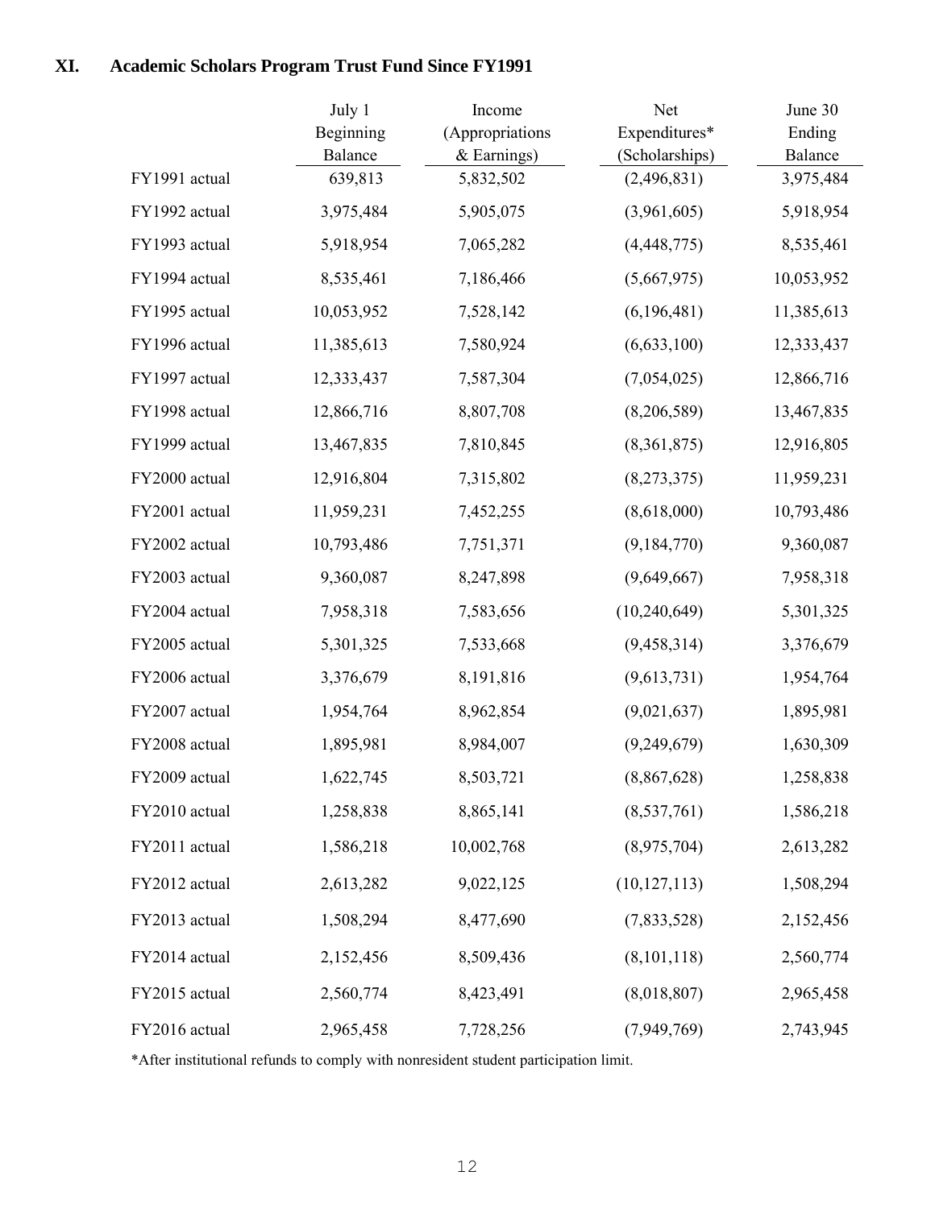## XI. Academic Scholars Program Trust Fund Since FY1991

| | July 1 Beginning Balance | Income (Appropriations & Earnings) | Net Expenditures* (Scholarships) | June 30 Ending Balance |
|---|---|---|---|---|
| FY1991 actual | 639,813 | 5,832,502 | (2,496,831) | 3,975,484 |
| FY1992 actual | 3,975,484 | 5,905,075 | (3,961,605) | 5,918,954 |
| FY1993 actual | 5,918,954 | 7,065,282 | (4,448,775) | 8,535,461 |
| FY1994 actual | 8,535,461 | 7,186,466 | (5,667,975) | 10,053,952 |
| FY1995 actual | 10,053,952 | 7,528,142 | (6,196,481) | 11,385,613 |
| FY1996 actual | 11,385,613 | 7,580,924 | (6,633,100) | 12,333,437 |
| FY1997 actual | 12,333,437 | 7,587,304 | (7,054,025) | 12,866,716 |
| FY1998 actual | 12,866,716 | 8,807,708 | (8,206,589) | 13,467,835 |
| FY1999 actual | 13,467,835 | 7,810,845 | (8,361,875) | 12,916,805 |
| FY2000 actual | 12,916,804 | 7,315,802 | (8,273,375) | 11,959,231 |
| FY2001 actual | 11,959,231 | 7,452,255 | (8,618,000) | 10,793,486 |
| FY2002 actual | 10,793,486 | 7,751,371 | (9,184,770) | 9,360,087 |
| FY2003 actual | 9,360,087 | 8,247,898 | (9,649,667) | 7,958,318 |
| FY2004 actual | 7,958,318 | 7,583,656 | (10,240,649) | 5,301,325 |
| FY2005 actual | 5,301,325 | 7,533,668 | (9,458,314) | 3,376,679 |
| FY2006 actual | 3,376,679 | 8,191,816 | (9,613,731) | 1,954,764 |
| FY2007 actual | 1,954,764 | 8,962,854 | (9,021,637) | 1,895,981 |
| FY2008 actual | 1,895,981 | 8,984,007 | (9,249,679) | 1,630,309 |
| FY2009 actual | 1,622,745 | 8,503,721 | (8,867,628) | 1,258,838 |
| FY2010 actual | 1,258,838 | 8,865,141 | (8,537,761) | 1,586,218 |
| FY2011 actual | 1,586,218 | 10,002,768 | (8,975,704) | 2,613,282 |
| FY2012 actual | 2,613,282 | 9,022,125 | (10,127,113) | 1,508,294 |
| FY2013 actual | 1,508,294 | 8,477,690 | (7,833,528) | 2,152,456 |
| FY2014 actual | 2,152,456 | 8,509,436 | (8,101,118) | 2,560,774 |
| FY2015 actual | 2,560,774 | 8,423,491 | (8,018,807) | 2,965,458 |
| FY2016 actual | 2,965,458 | 7,728,256 | (7,949,769) | 2,743,945 |

*After institutional refunds to comply with nonresident student participation limit.